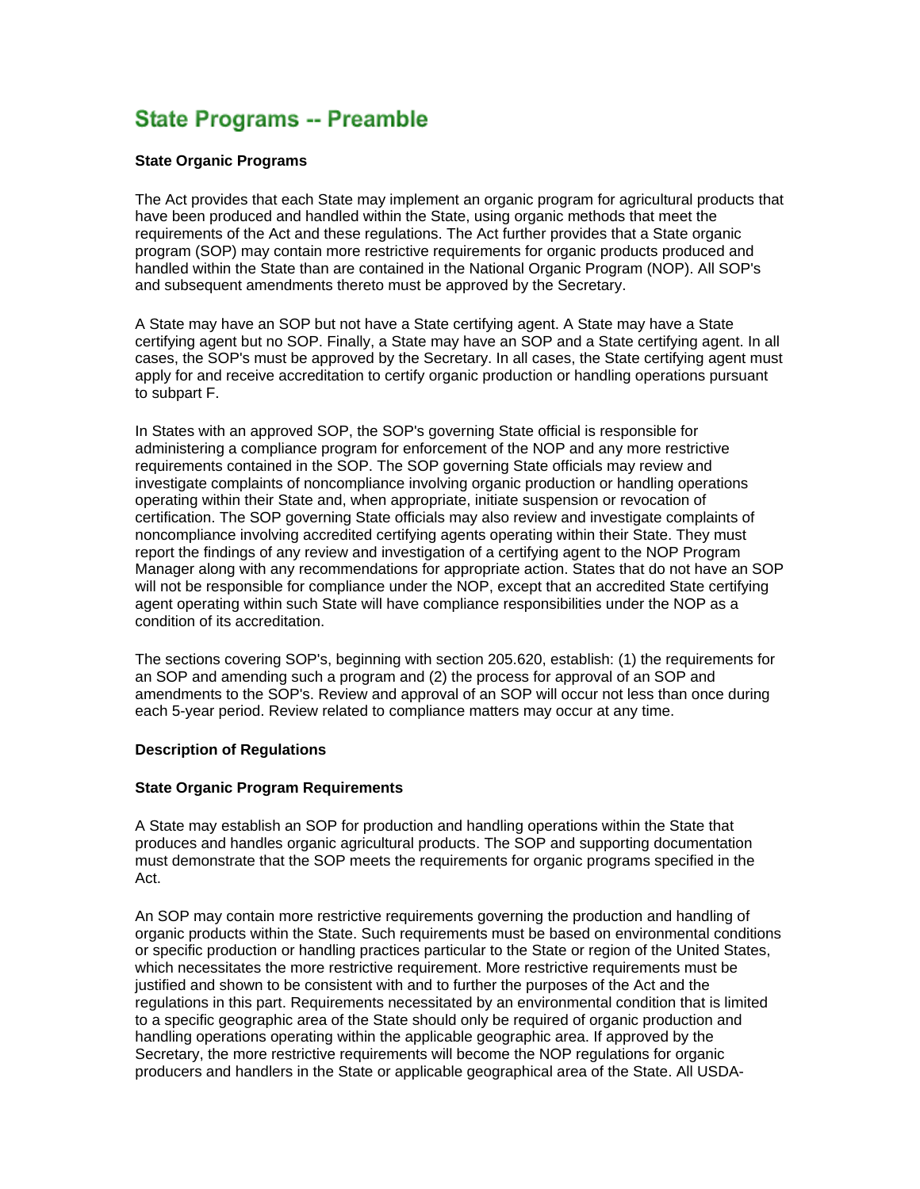# State Programs -- Preamble

**State Organic Programs**

The Act provides that each State may implement an organic program for agricultural products that have been produced and handled within the State, using organic methods that meet the requirements of the Act and these regulations. The Act further provides that a State organic program (SOP) may contain more restrictive requirements for organic products produced and handled within the State than are contained in the National Organic Program (NOP). All SOP's and subsequent amendments thereto must be approved by the Secretary.

A State may have an SOP but not have a State certifying agent. A State may have a State certifying agent but no SOP. Finally, a State may have an SOP and a State certifying agent. In all cases, the SOP's must be approved by the Secretary. In all cases, the State certifying agent must apply for and receive accreditation to certify organic production or handling operations pursuant to subpart F.

In States with an approved SOP, the SOP's governing State official is responsible for administering a compliance program for enforcement of the NOP and any more restrictive requirements contained in the SOP. The SOP governing State officials may review and investigate complaints of noncompliance involving organic production or handling operations operating within their State and, when appropriate, initiate suspension or revocation of certification. The SOP governing State officials may also review and investigate complaints of noncompliance involving accredited certifying agents operating within their State. They must report the findings of any review and investigation of a certifying agent to the NOP Program Manager along with any recommendations for appropriate action. States that do not have an SOP will not be responsible for compliance under the NOP, except that an accredited State certifying agent operating within such State will have compliance responsibilities under the NOP as a condition of its accreditation.

The sections covering SOP's, beginning with section 205.620, establish: (1) the requirements for an SOP and amending such a program and (2) the process for approval of an SOP and amendments to the SOP's. Review and approval of an SOP will occur not less than once during each 5-year period. Review related to compliance matters may occur at any time.

**Description of Regulations**

**State Organic Program Requirements**

A State may establish an SOP for production and handling operations within the State that produces and handles organic agricultural products. The SOP and supporting documentation must demonstrate that the SOP meets the requirements for organic programs specified in the Act.

An SOP may contain more restrictive requirements governing the production and handling of organic products within the State. Such requirements must be based on environmental conditions or specific production or handling practices particular to the State or region of the United States, which necessitates the more restrictive requirement. More restrictive requirements must be justified and shown to be consistent with and to further the purposes of the Act and the regulations in this part. Requirements necessitated by an environmental condition that is limited to a specific geographic area of the State should only be required of organic production and handling operations operating within the applicable geographic area. If approved by the Secretary, the more restrictive requirements will become the NOP regulations for organic producers and handlers in the State or applicable geographical area of the State. All USDA-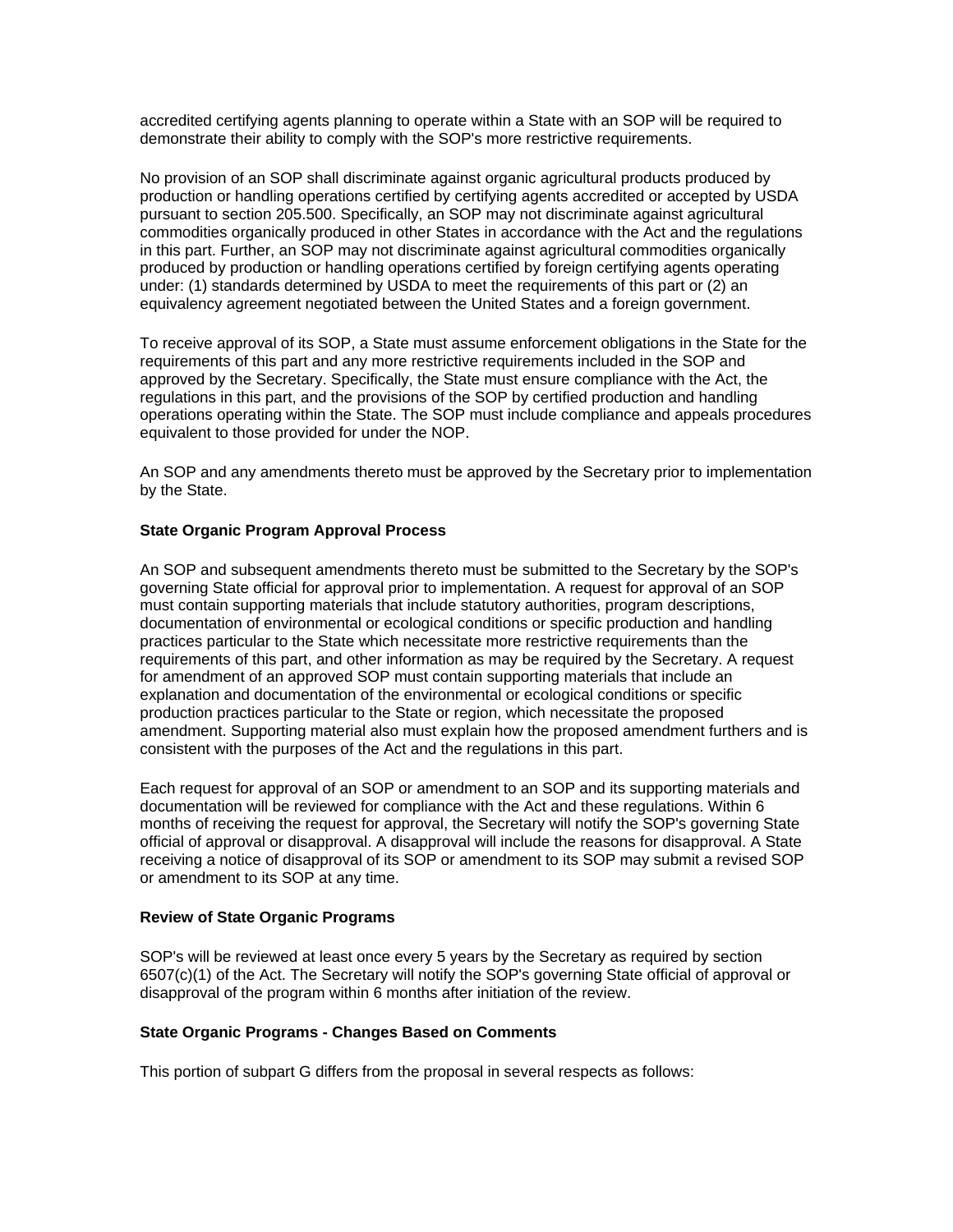accredited certifying agents planning to operate within a State with an SOP will be required to demonstrate their ability to comply with the SOP's more restrictive requirements.

No provision of an SOP shall discriminate against organic agricultural products produced by production or handling operations certified by certifying agents accredited or accepted by USDA pursuant to section 205.500. Specifically, an SOP may not discriminate against agricultural commodities organically produced in other States in accordance with the Act and the regulations in this part. Further, an SOP may not discriminate against agricultural commodities organically produced by production or handling operations certified by foreign certifying agents operating under: (1) standards determined by USDA to meet the requirements of this part or (2) an equivalency agreement negotiated between the United States and a foreign government.

To receive approval of its SOP, a State must assume enforcement obligations in the State for the requirements of this part and any more restrictive requirements included in the SOP and approved by the Secretary. Specifically, the State must ensure compliance with the Act, the regulations in this part, and the provisions of the SOP by certified production and handling operations operating within the State. The SOP must include compliance and appeals procedures equivalent to those provided for under the NOP.

An SOP and any amendments thereto must be approved by the Secretary prior to implementation by the State.

**State Organic Program Approval Process**

An SOP and subsequent amendments thereto must be submitted to the Secretary by the SOP's governing State official for approval prior to implementation. A request for approval of an SOP must contain supporting materials that include statutory authorities, program descriptions, documentation of environmental or ecological conditions or specific production and handling practices particular to the State which necessitate more restrictive requirements than the requirements of this part, and other information as may be required by the Secretary. A request for amendment of an approved SOP must contain supporting materials that include an explanation and documentation of the environmental or ecological conditions or specific production practices particular to the State or region, which necessitate the proposed amendment. Supporting material also must explain how the proposed amendment furthers and is consistent with the purposes of the Act and the regulations in this part.

Each request for approval of an SOP or amendment to an SOP and its supporting materials and documentation will be reviewed for compliance with the Act and these regulations. Within 6 months of receiving the request for approval, the Secretary will notify the SOP's governing State official of approval or disapproval. A disapproval will include the reasons for disapproval. A State receiving a notice of disapproval of its SOP or amendment to its SOP may submit a revised SOP or amendment to its SOP at any time.

**Review of State Organic Programs**

SOP's will be reviewed at least once every 5 years by the Secretary as required by section 6507(c)(1) of the Act. The Secretary will notify the SOP's governing State official of approval or disapproval of the program within 6 months after initiation of the review.

**State Organic Programs - Changes Based on Comments**

This portion of subpart G differs from the proposal in several respects as follows: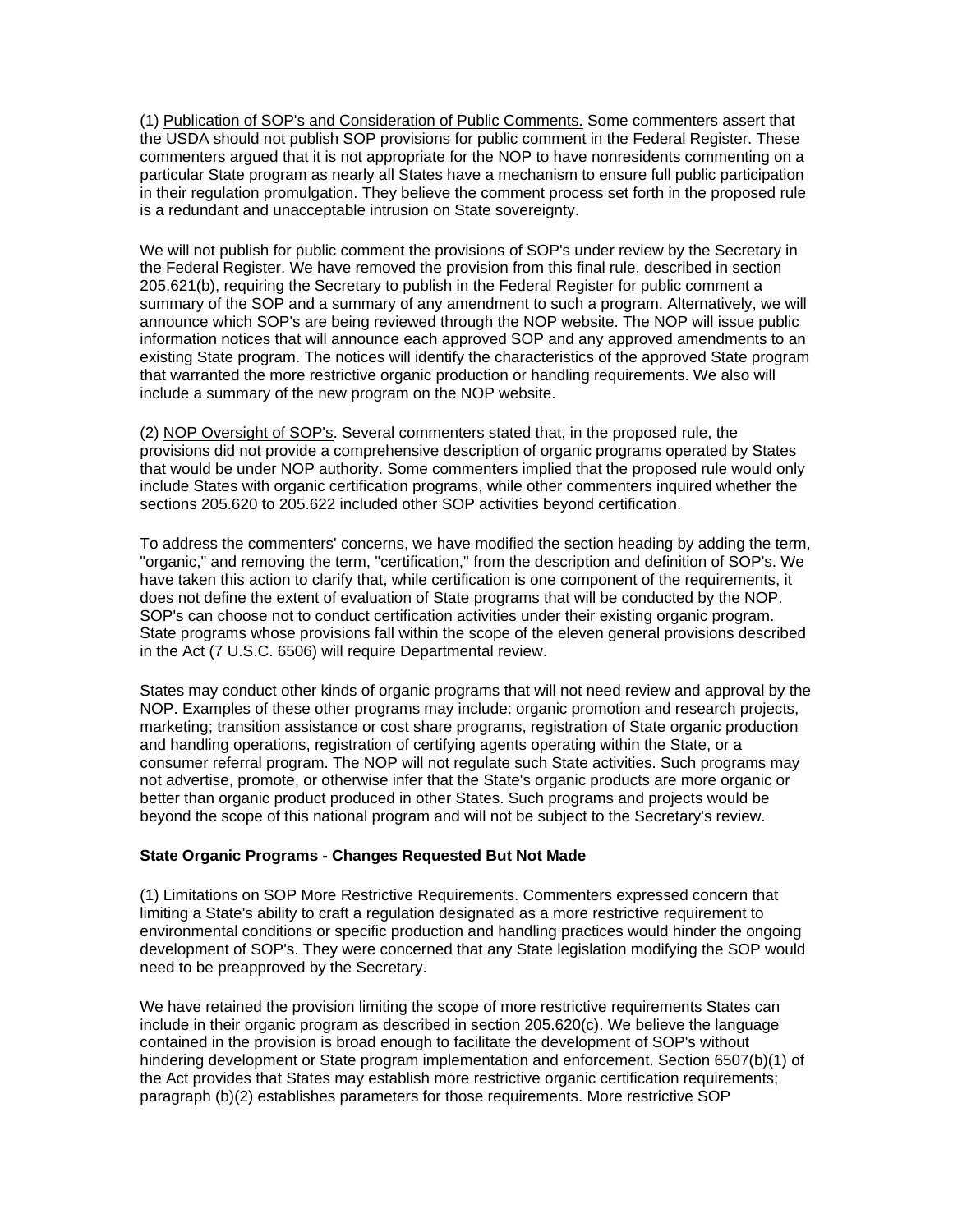(1) Publication of SOP's and Consideration of Public Comments. Some commenters assert that the USDA should not publish SOP provisions for public comment in the Federal Register. These commenters argued that it is not appropriate for the NOP to have nonresidents commenting on a particular State program as nearly all States have a mechanism to ensure full public participation in their regulation promulgation. They believe the comment process set forth in the proposed rule is a redundant and unacceptable intrusion on State sovereignty.

We will not publish for public comment the provisions of SOP's under review by the Secretary in the Federal Register. We have removed the provision from this final rule, described in section 205.621(b), requiring the Secretary to publish in the Federal Register for public comment a summary of the SOP and a summary of any amendment to such a program. Alternatively, we will announce which SOP's are being reviewed through the NOP website. The NOP will issue public information notices that will announce each approved SOP and any approved amendments to an existing State program. The notices will identify the characteristics of the approved State program that warranted the more restrictive organic production or handling requirements. We also will include a summary of the new program on the NOP website.

(2) NOP Oversight of SOP's. Several commenters stated that, in the proposed rule, the provisions did not provide a comprehensive description of organic programs operated by States that would be under NOP authority. Some commenters implied that the proposed rule would only include States with organic certification programs, while other commenters inquired whether the sections 205.620 to 205.622 included other SOP activities beyond certification.

To address the commenters' concerns, we have modified the section heading by adding the term, "organic," and removing the term, "certification," from the description and definition of SOP's. We have taken this action to clarify that, while certification is one component of the requirements, it does not define the extent of evaluation of State programs that will be conducted by the NOP. SOP's can choose not to conduct certification activities under their existing organic program. State programs whose provisions fall within the scope of the eleven general provisions described in the Act (7 U.S.C. 6506) will require Departmental review.

States may conduct other kinds of organic programs that will not need review and approval by the NOP. Examples of these other programs may include: organic promotion and research projects, marketing; transition assistance or cost share programs, registration of State organic production and handling operations, registration of certifying agents operating within the State, or a consumer referral program. The NOP will not regulate such State activities. Such programs may not advertise, promote, or otherwise infer that the State's organic products are more organic or better than organic product produced in other States. Such programs and projects would be beyond the scope of this national program and will not be subject to the Secretary's review.

**State Organic Programs - Changes Requested But Not Made**

(1) Limitations on SOP More Restrictive Requirements. Commenters expressed concern that limiting a State's ability to craft a regulation designated as a more restrictive requirement to environmental conditions or specific production and handling practices would hinder the ongoing development of SOP's. They were concerned that any State legislation modifying the SOP would need to be preapproved by the Secretary.

We have retained the provision limiting the scope of more restrictive requirements States can include in their organic program as described in section 205.620(c). We believe the language contained in the provision is broad enough to facilitate the development of SOP's without hindering development or State program implementation and enforcement. Section 6507(b)(1) of the Act provides that States may establish more restrictive organic certification requirements; paragraph (b)(2) establishes parameters for those requirements. More restrictive SOP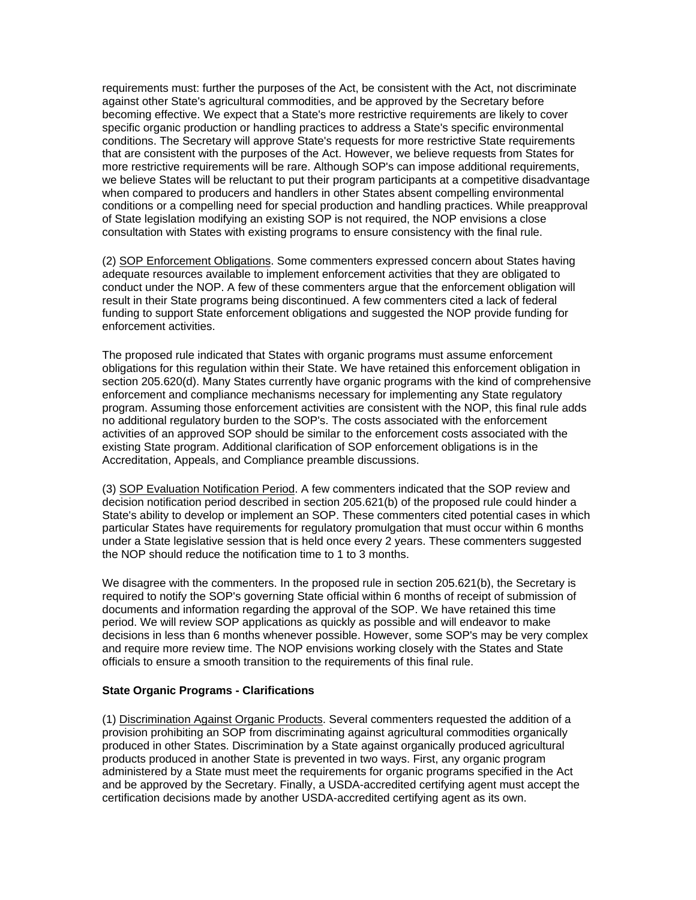requirements must: further the purposes of the Act, be consistent with the Act, not discriminate against other State's agricultural commodities, and be approved by the Secretary before becoming effective. We expect that a State's more restrictive requirements are likely to cover specific organic production or handling practices to address a State's specific environmental conditions. The Secretary will approve State's requests for more restrictive State requirements that are consistent with the purposes of the Act. However, we believe requests from States for more restrictive requirements will be rare. Although SOP's can impose additional requirements, we believe States will be reluctant to put their program participants at a competitive disadvantage when compared to producers and handlers in other States absent compelling environmental conditions or a compelling need for special production and handling practices. While preapproval of State legislation modifying an existing SOP is not required, the NOP envisions a close consultation with States with existing programs to ensure consistency with the final rule.

(2) SOP Enforcement Obligations. Some commenters expressed concern about States having adequate resources available to implement enforcement activities that they are obligated to conduct under the NOP. A few of these commenters argue that the enforcement obligation will result in their State programs being discontinued. A few commenters cited a lack of federal funding to support State enforcement obligations and suggested the NOP provide funding for enforcement activities.

The proposed rule indicated that States with organic programs must assume enforcement obligations for this regulation within their State. We have retained this enforcement obligation in section 205.620(d). Many States currently have organic programs with the kind of comprehensive enforcement and compliance mechanisms necessary for implementing any State regulatory program. Assuming those enforcement activities are consistent with the NOP, this final rule adds no additional regulatory burden to the SOP's. The costs associated with the enforcement activities of an approved SOP should be similar to the enforcement costs associated with the existing State program. Additional clarification of SOP enforcement obligations is in the Accreditation, Appeals, and Compliance preamble discussions.

(3) SOP Evaluation Notification Period. A few commenters indicated that the SOP review and decision notification period described in section 205.621(b) of the proposed rule could hinder a State's ability to develop or implement an SOP. These commenters cited potential cases in which particular States have requirements for regulatory promulgation that must occur within 6 months under a State legislative session that is held once every 2 years. These commenters suggested the NOP should reduce the notification time to 1 to 3 months.

We disagree with the commenters. In the proposed rule in section 205.621(b), the Secretary is required to notify the SOP's governing State official within 6 months of receipt of submission of documents and information regarding the approval of the SOP. We have retained this time period. We will review SOP applications as quickly as possible and will endeavor to make decisions in less than 6 months whenever possible. However, some SOP's may be very complex and require more review time. The NOP envisions working closely with the States and State officials to ensure a smooth transition to the requirements of this final rule.

**State Organic Programs - Clarifications**

(1) Discrimination Against Organic Products. Several commenters requested the addition of a provision prohibiting an SOP from discriminating against agricultural commodities organically produced in other States. Discrimination by a State against organically produced agricultural products produced in another State is prevented in two ways. First, any organic program administered by a State must meet the requirements for organic programs specified in the Act and be approved by the Secretary. Finally, a USDA-accredited certifying agent must accept the certification decisions made by another USDA-accredited certifying agent as its own.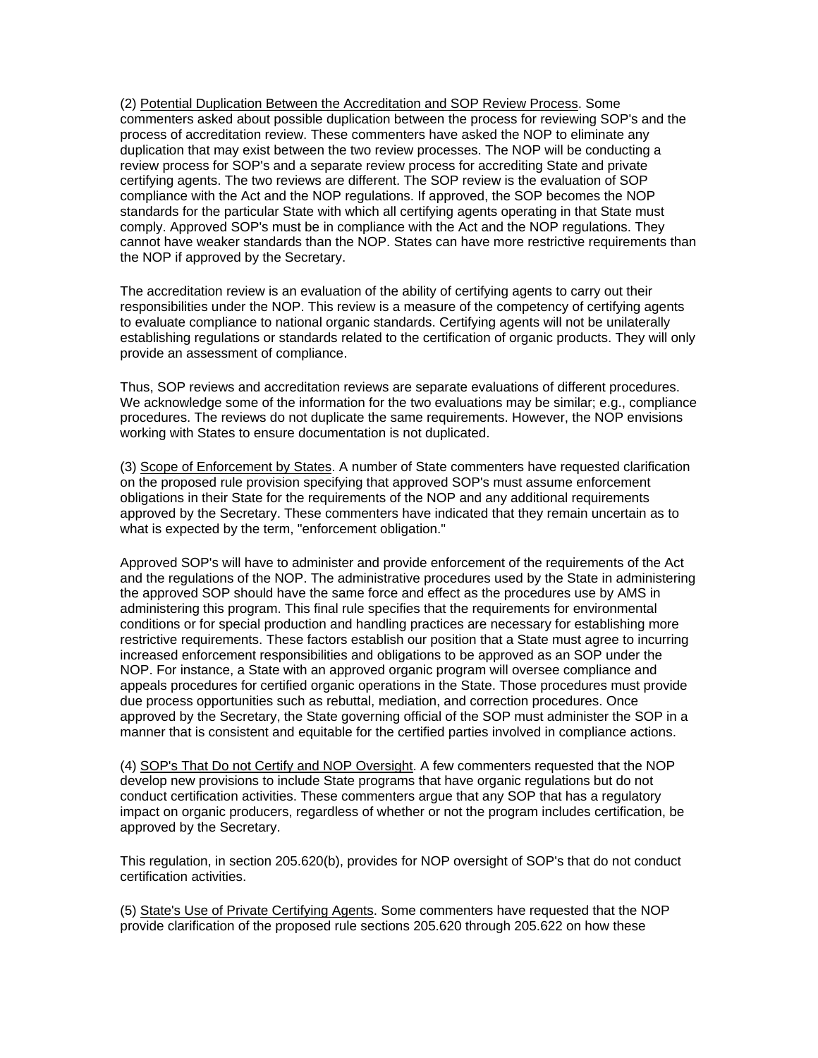(2) Potential Duplication Between the Accreditation and SOP Review Process. Some commenters asked about possible duplication between the process for reviewing SOP's and the process of accreditation review. These commenters have asked the NOP to eliminate any duplication that may exist between the two review processes. The NOP will be conducting a review process for SOP's and a separate review process for accrediting State and private certifying agents. The two reviews are different. The SOP review is the evaluation of SOP compliance with the Act and the NOP regulations. If approved, the SOP becomes the NOP standards for the particular State with which all certifying agents operating in that State must comply. Approved SOP's must be in compliance with the Act and the NOP regulations. They cannot have weaker standards than the NOP. States can have more restrictive requirements than the NOP if approved by the Secretary.

The accreditation review is an evaluation of the ability of certifying agents to carry out their responsibilities under the NOP. This review is a measure of the competency of certifying agents to evaluate compliance to national organic standards. Certifying agents will not be unilaterally establishing regulations or standards related to the certification of organic products. They will only provide an assessment of compliance.

Thus, SOP reviews and accreditation reviews are separate evaluations of different procedures. We acknowledge some of the information for the two evaluations may be similar; e.g., compliance procedures. The reviews do not duplicate the same requirements. However, the NOP envisions working with States to ensure documentation is not duplicated.

(3) Scope of Enforcement by States. A number of State commenters have requested clarification on the proposed rule provision specifying that approved SOP's must assume enforcement obligations in their State for the requirements of the NOP and any additional requirements approved by the Secretary. These commenters have indicated that they remain uncertain as to what is expected by the term, "enforcement obligation."

Approved SOP's will have to administer and provide enforcement of the requirements of the Act and the regulations of the NOP. The administrative procedures used by the State in administering the approved SOP should have the same force and effect as the procedures use by AMS in administering this program. This final rule specifies that the requirements for environmental conditions or for special production and handling practices are necessary for establishing more restrictive requirements. These factors establish our position that a State must agree to incurring increased enforcement responsibilities and obligations to be approved as an SOP under the NOP. For instance, a State with an approved organic program will oversee compliance and appeals procedures for certified organic operations in the State. Those procedures must provide due process opportunities such as rebuttal, mediation, and correction procedures. Once approved by the Secretary, the State governing official of the SOP must administer the SOP in a manner that is consistent and equitable for the certified parties involved in compliance actions.

(4) SOP's That Do not Certify and NOP Oversight. A few commenters requested that the NOP develop new provisions to include State programs that have organic regulations but do not conduct certification activities. These commenters argue that any SOP that has a regulatory impact on organic producers, regardless of whether or not the program includes certification, be approved by the Secretary.

This regulation, in section 205.620(b), provides for NOP oversight of SOP's that do not conduct certification activities.

(5) State's Use of Private Certifying Agents. Some commenters have requested that the NOP provide clarification of the proposed rule sections 205.620 through 205.622 on how these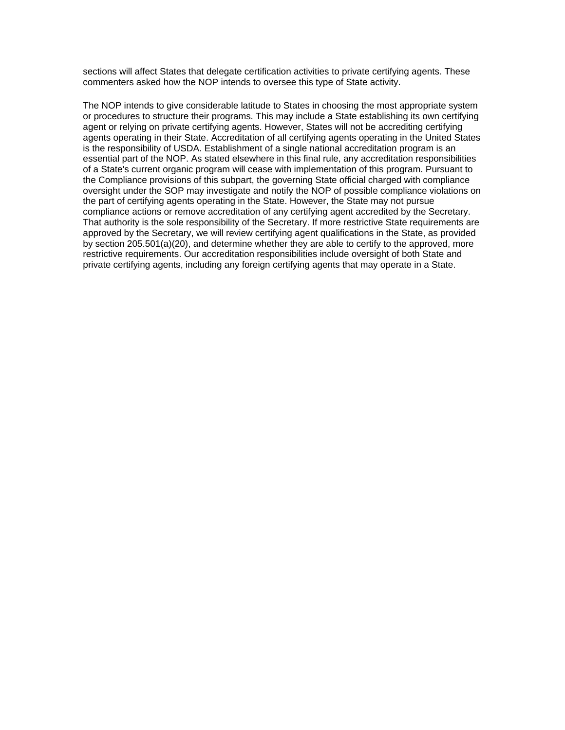sections will affect States that delegate certification activities to private certifying agents. These commenters asked how the NOP intends to oversee this type of State activity.

The NOP intends to give considerable latitude to States in choosing the most appropriate system or procedures to structure their programs. This may include a State establishing its own certifying agent or relying on private certifying agents. However, States will not be accrediting certifying agents operating in their State. Accreditation of all certifying agents operating in the United States is the responsibility of USDA. Establishment of a single national accreditation program is an essential part of the NOP. As stated elsewhere in this final rule, any accreditation responsibilities of a State's current organic program will cease with implementation of this program. Pursuant to the Compliance provisions of this subpart, the governing State official charged with compliance oversight under the SOP may investigate and notify the NOP of possible compliance violations on the part of certifying agents operating in the State. However, the State may not pursue compliance actions or remove accreditation of any certifying agent accredited by the Secretary. That authority is the sole responsibility of the Secretary. If more restrictive State requirements are approved by the Secretary, we will review certifying agent qualifications in the State, as provided by section 205.501(a)(20), and determine whether they are able to certify to the approved, more restrictive requirements. Our accreditation responsibilities include oversight of both State and private certifying agents, including any foreign certifying agents that may operate in a State.